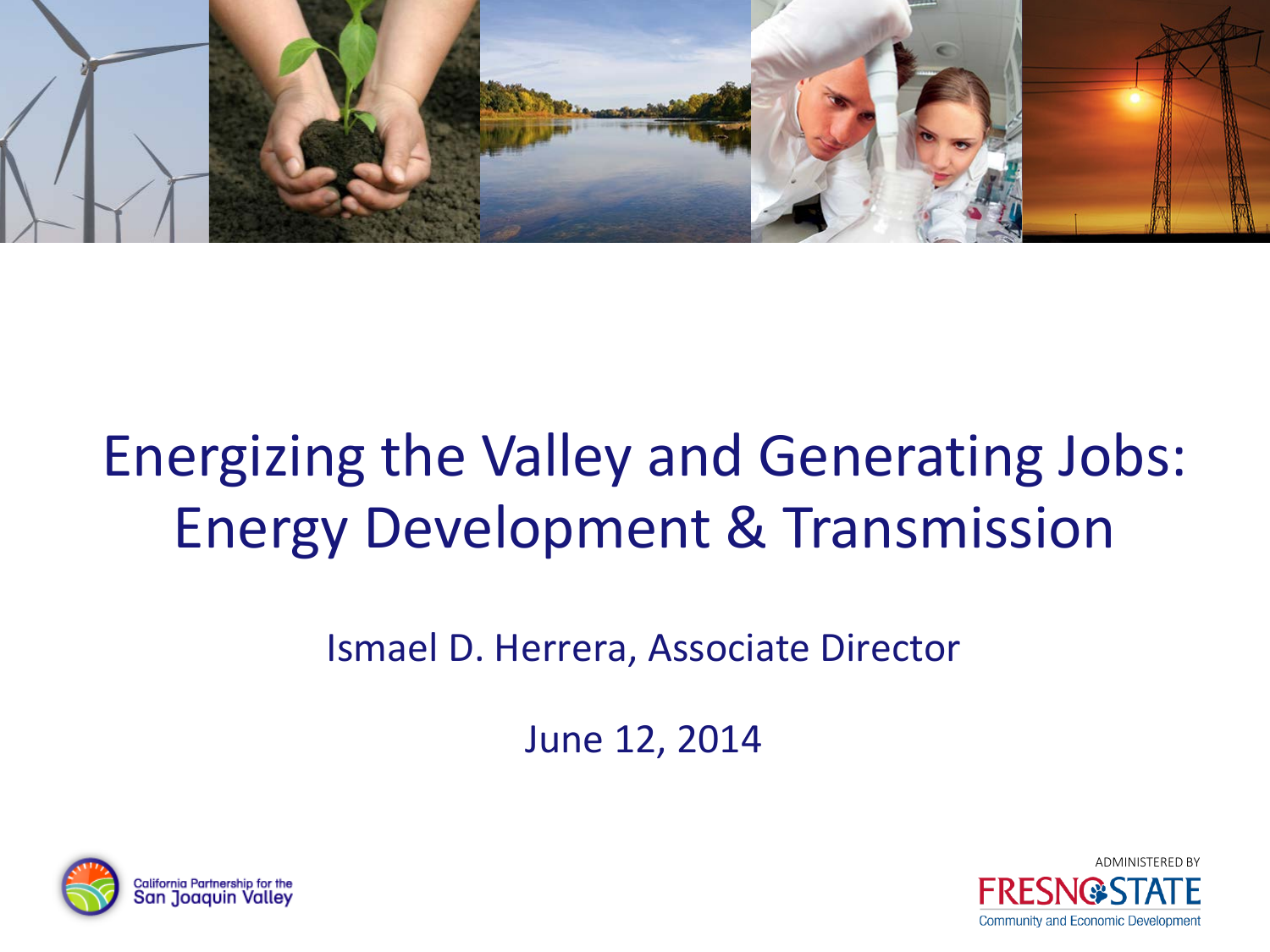# Energizing the Valley and Generating Jobs: Energy Development & Transmission

Ismael D. Herrera, Associate Director

June 12, 2014

California Partnership for the San Joaquin Valley

ADMINISTERED BY FRESNO STATE Community and Economic Development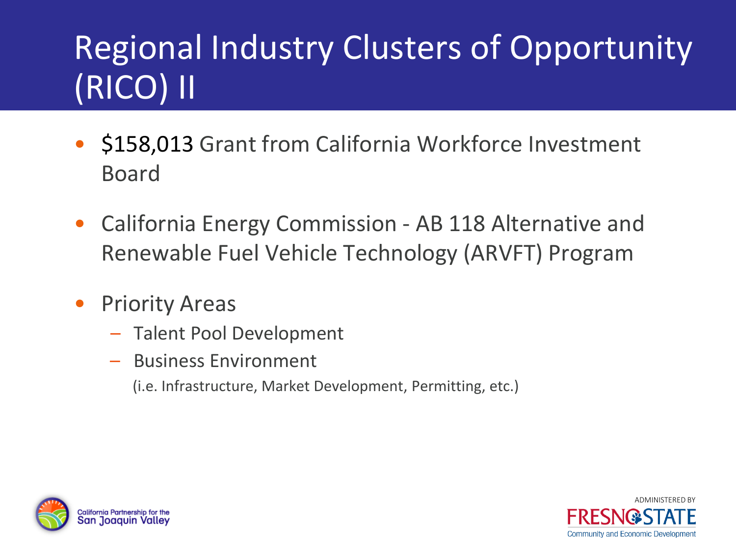# Regional Industry Clusters of Opportunity (RICO) II

- $158,013 Grant from California Workforce Investment Board
- California Energy Commission - AB 118 Alternative and Renewable Fuel Vehicle Technology (ARVFT) Program
- Priority Areas
  - Talent Pool Development
  - Business Environment

    (i.e. Infrastructure, Market Development, Permitting, etc.)

California Partnership for the San Joaquin Valley

ADMINISTERED BY FRESNO STATE Community and Economic Development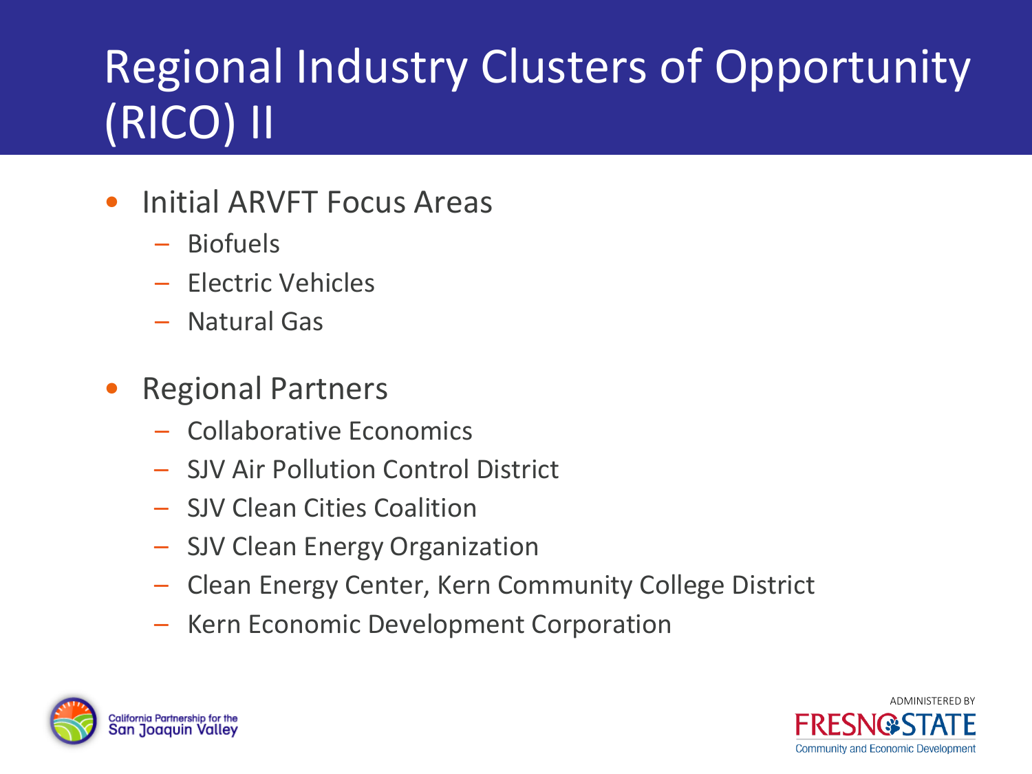# Regional Industry Clusters of Opportunity (RICO) II

- Initial ARVFT Focus Areas
  - Biofuels
  - Electric Vehicles
  - Natural Gas
- Regional Partners
  - Collaborative Economics
  - SJV Air Pollution Control District
  - SJV Clean Cities Coalition
  - SJV Clean Energy Organization
  - Clean Energy Center, Kern Community College District
  - Kern Economic Development Corporation

California Partnership for the San Joaquin Valley

ADMINISTERED BY FRESNO STATE Community and Economic Development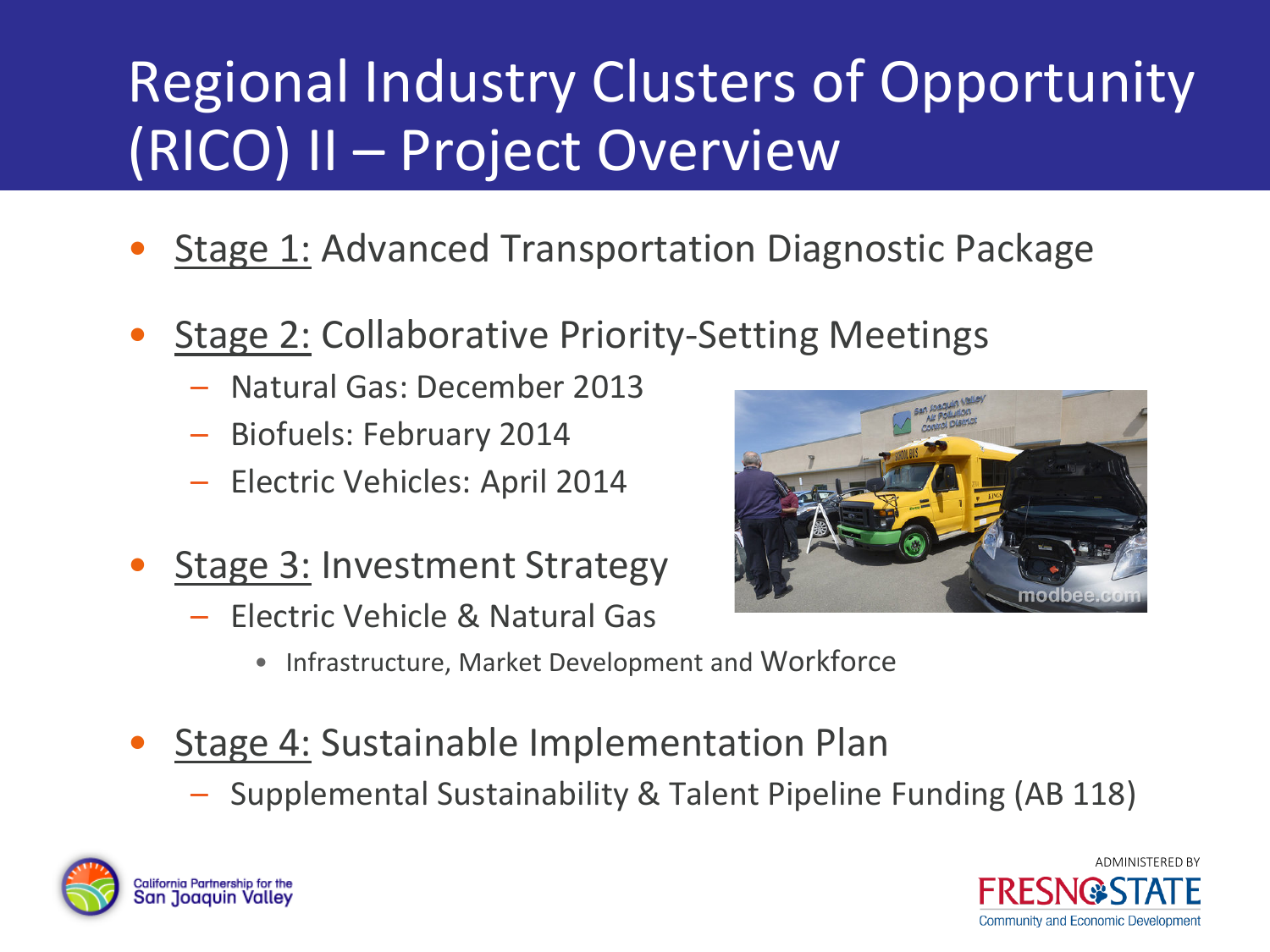# Regional Industry Clusters of Opportunity (RICO) II – Project Overview

- Stage 1: Advanced Transportation Diagnostic Package
- Stage 2: Collaborative Priority-Setting Meetings
  - Natural Gas: December 2013
  - Biofuels: February 2014
  - Electric Vehicles: April 2014
- Stage 3: Investment Strategy
  - Electric Vehicle & Natural Gas
    - Infrastructure, Market Development and Workforce
- Stage 4: Sustainable Implementation Plan
  - Supplemental Sustainability & Talent Pipeline Funding (AB 118)

California Partnership for the San Joaquin Valley

ADMINISTERED BY FRESNO STATE Community and Economic Development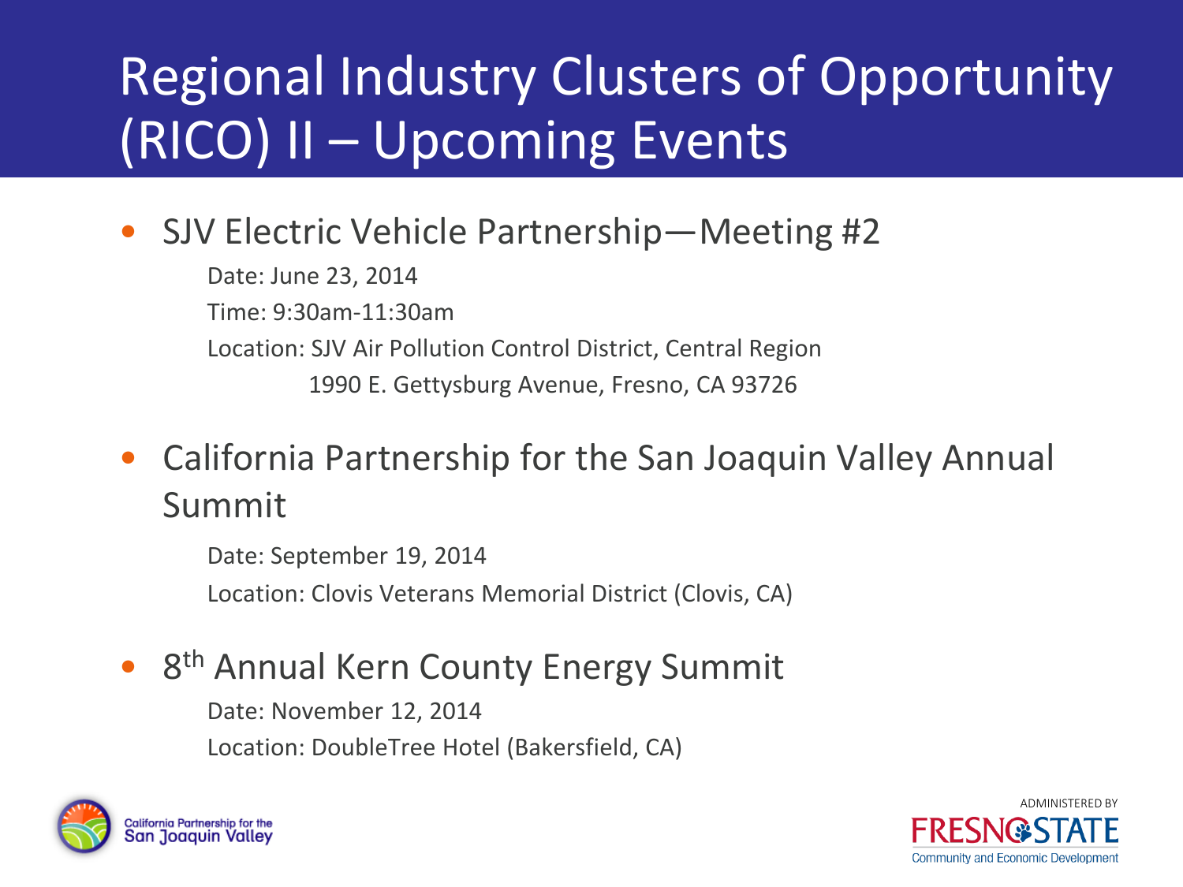# Regional Industry Clusters of Opportunity (RICO) II – Upcoming Events

- SJV Electric Vehicle Partnership—Meeting #2

  Date: June 23, 2014

  Time: 9:30am-11:30am

  Location: SJV Air Pollution Control District, Central Region
  1990 E. Gettysburg Avenue, Fresno, CA 93726

- California Partnership for the San Joaquin Valley Annual Summit

  Date: September 19, 2014

  Location: Clovis Veterans Memorial District (Clovis, CA)

- 8th Annual Kern County Energy Summit

  Date: November 12, 2014

  Location: DoubleTree Hotel (Bakersfield, CA)

California Partnership for the San Joaquin Valley

ADMINISTERED BY FRESNO STATE Community and Economic Development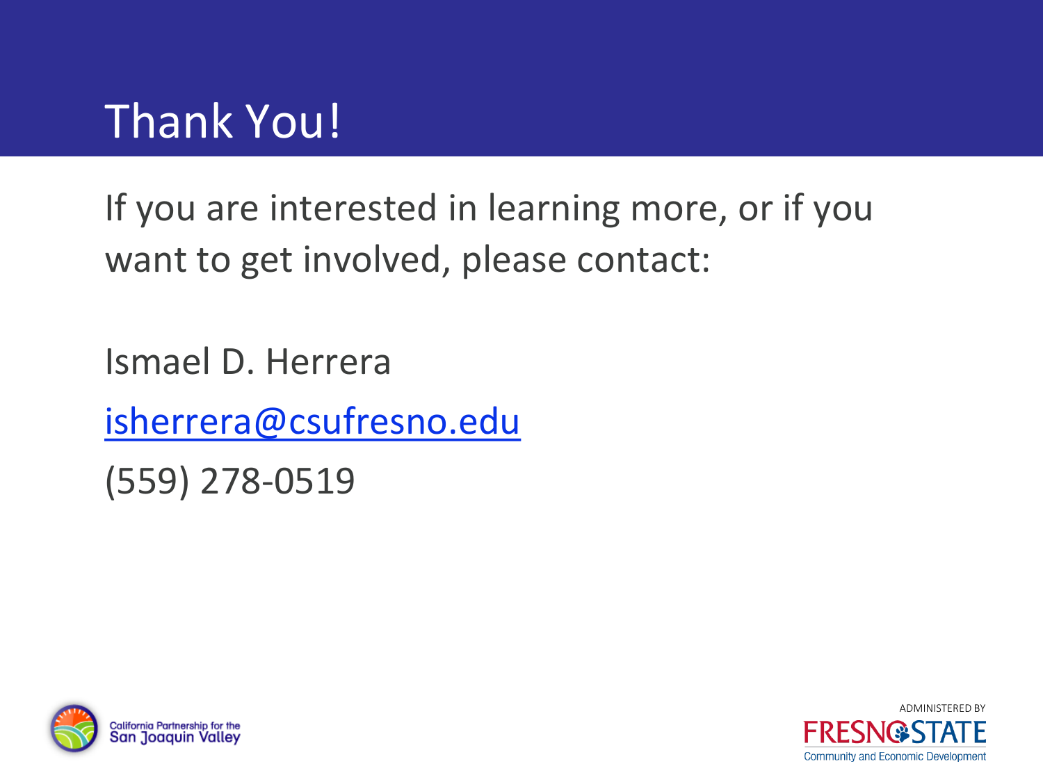# Thank You!

If you are interested in learning more, or if you want to get involved, please contact:

Ismael D. Herrera

isherrera@csufresno.edu

(559) 278-0519

California Partnership for the San Joaquin Valley

ADMINISTERED BY FRESNO STATE Community and Economic Development